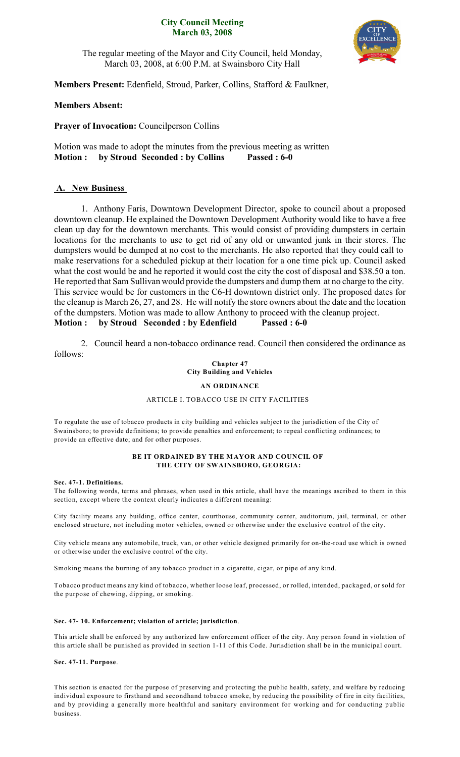# City Council Meeting
## March 03, 2008

The regular meeting of the Mayor and City Council, held Monday, March 03, 2008, at 6:00 P.M. at Swainsboro City Hall

**Members Present:** Edenfield, Stroud, Parker, Collins, Stafford & Faulkner,

**Members Absent:**

**Prayer of Invocation:** Councilperson Collins

Motion was made to adopt the minutes from the previous meeting as written
**Motion : by Stroud Seconded : by Collins Passed : 6-0**

## A. New Business

1. Anthony Faris, Downtown Development Director, spoke to council about a proposed downtown cleanup. He explained the Downtown Development Authority would like to have a free clean up day for the downtown merchants. This would consist of providing dumpsters in certain locations for the merchants to use to get rid of any old or unwanted junk in their stores. The dumpsters would be dumped at no cost to the merchants. He also reported that they could call to make reservations for a scheduled pickup at their location for a one time pick up. Council asked what the cost would be and he reported it would cost the city the cost of disposal and $38.50 a ton. He reported that Sam Sullivan would provide the dumpsters and dump them at no charge to the city. This service would be for customers in the C6-H downtown district only. The proposed dates for the cleanup is March 26, 27, and 28. He will notify the store owners about the date and the location of the dumpsters. Motion was made to allow Anthony to proceed with the cleanup project.
**Motion : by Stroud Seconded : by Edenfield Passed : 6-0**

2. Council heard a non-tobacco ordinance read. Council then considered the ordinance as follows:

**Chapter 47**
**City Building and Vehicles**

**AN ORDINANCE**

ARTICLE I. TOBACCO USE IN CITY FACILITIES

To regulate the use of tobacco products in city building and vehicles subject to the jurisdiction of the City of Swainsboro; to provide definitions; to provide penalties and enforcement; to repeal conflicting ordinances; to provide an effective date; and for other purposes.

**BE IT ORDAINED BY THE MAYOR AND COUNCIL OF THE CITY OF SWAINSBORO, GEORGIA:**

**Sec. 47-1. Definitions.**

The following words, terms and phrases, when used in this article, shall have the meanings ascribed to them in this section, except where the context clearly indicates a different meaning:

City facility means any building, office center, courthouse, community center, auditorium, jail, terminal, or other enclosed structure, not including motor vehicles, owned or otherwise under the exclusive control of the city.

City vehicle means any automobile, truck, van, or other vehicle designed primarily for on-the-road use which is owned or otherwise under the exclusive control of the city.

Smoking means the burning of any tobacco product in a cigarette, cigar, or pipe of any kind.

Tobacco product means any kind of tobacco, whether loose leaf, processed, or rolled, intended, packaged, or sold for the purpose of chewing, dipping, or smoking.

**Sec. 47- 10. Enforcement; violation of article; jurisdiction**.

This article shall be enforced by any authorized law enforcement officer of the city. Any person found in violation of this article shall be punished as provided in section 1-11 of this Code. Jurisdiction shall be in the municipal court.

**Sec. 47-11. Purpose**.

This section is enacted for the purpose of preserving and protecting the public health, safety, and welfare by reducing individual exposure to firsthand and secondhand tobacco smoke, by reducing the possibility of fire in city facilities, and by providing a generally more healthful and sanitary environment for working and for conducting public business.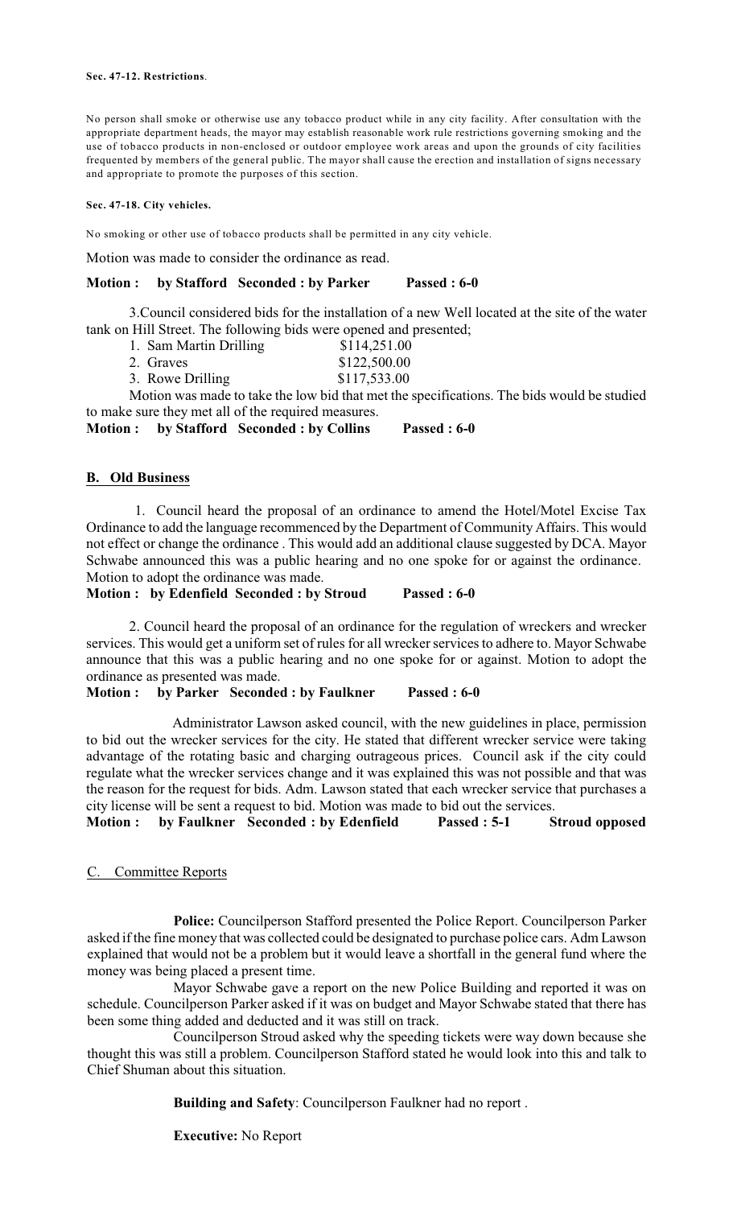**Sec. 47-12. Restrictions**.

No person shall smoke or otherwise use any tobacco product while in any city facility. After consultation with the appropriate department heads, the mayor may establish reasonable work rule restrictions governing smoking and the use of tobacco products in non-enclosed or outdoor employee work areas and upon the grounds of city facilities frequented by members of the general public. The mayor shall cause the erection and installation of signs necessary and appropriate to promote the purposes of this section.

**Sec. 47-18. City vehicles.**

No smoking or other use of tobacco products shall be permitted in any city vehicle.

Motion was made to consider the ordinance as read.

**Motion : by Stafford Seconded : by Parker Passed : 6-0**

3.Council considered bids for the installation of a new Well located at the site of the water tank on Hill Street. The following bids were opened and presented;

1. Sam Martin Drilling $114,251.00
2. Graves $122,500.00
3. Rowe Drilling $117,533.00

Motion was made to take the low bid that met the specifications. The bids would be studied to make sure they met all of the required measures.

**Motion : by Stafford Seconded : by Collins Passed : 6-0**

## B. Old Business

1. Council heard the proposal of an ordinance to amend the Hotel/Motel Excise Tax Ordinance to add the language recommenced by the Department of Community Affairs. This would not effect or change the ordinance . This would add an additional clause suggested by DCA. Mayor Schwabe announced this was a public hearing and no one spoke for or against the ordinance. Motion to adopt the ordinance was made.

**Motion : by Edenfield Seconded : by Stroud Passed : 6-0**

2. Council heard the proposal of an ordinance for the regulation of wreckers and wrecker services. This would get a uniform set of rules for all wrecker services to adhere to. Mayor Schwabe announce that this was a public hearing and no one spoke for or against. Motion to adopt the ordinance as presented was made.

**Motion : by Parker Seconded : by Faulkner Passed : 6-0**

Administrator Lawson asked council, with the new guidelines in place, permission to bid out the wrecker services for the city. He stated that different wrecker service were taking advantage of the rotating basic and charging outrageous prices. Council ask if the city could regulate what the wrecker services change and it was explained this was not possible and that was the reason for the request for bids. Adm. Lawson stated that each wrecker service that purchases a city license will be sent a request to bid. Motion was made to bid out the services.

**Motion : by Faulkner Seconded : by Edenfield Passed : 5-1 Stroud opposed**

## C. Committee Reports

**Police:** Councilperson Stafford presented the Police Report. Councilperson Parker asked if the fine money that was collected could be designated to purchase police cars. Adm Lawson explained that would not be a problem but it would leave a shortfall in the general fund where the money was being placed a present time.

Mayor Schwabe gave a report on the new Police Building and reported it was on schedule. Councilperson Parker asked if it was on budget and Mayor Schwabe stated that there has been some thing added and deducted and it was still on track.

Councilperson Stroud asked why the speeding tickets were way down because she thought this was still a problem. Councilperson Stafford stated he would look into this and talk to Chief Shuman about this situation.

**Building and Safety**: Councilperson Faulkner had no report .

**Executive:** No Report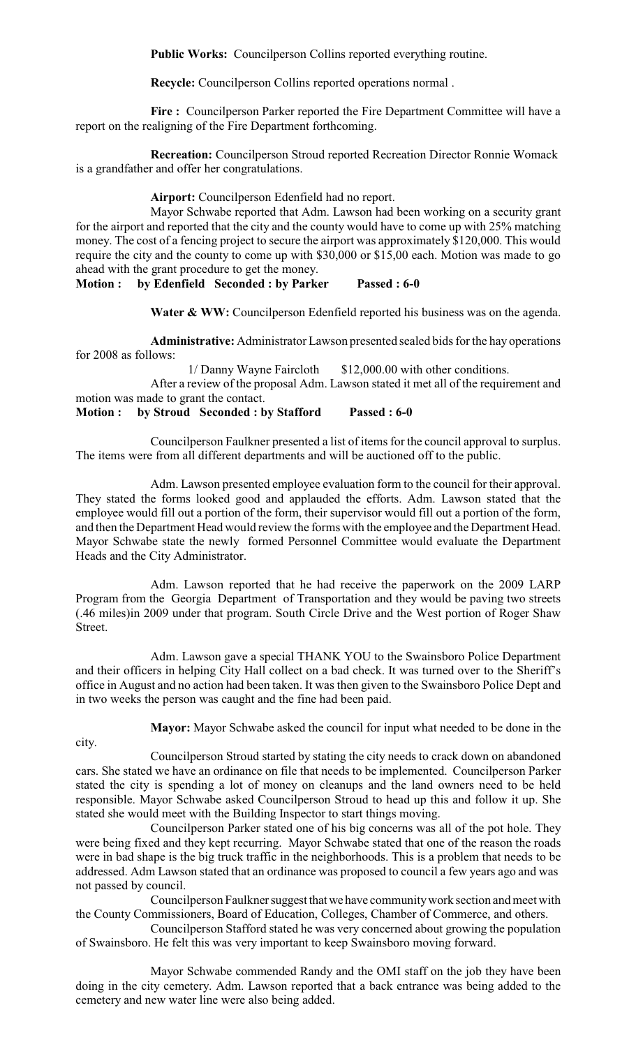**Public Works:** Councilperson Collins reported everything routine.

**Recycle:** Councilperson Collins reported operations normal .

**Fire :** Councilperson Parker reported the Fire Department Committee will have a report on the realigning of the Fire Department forthcoming.

**Recreation:** Councilperson Stroud reported Recreation Director Ronnie Womack is a grandfather and offer her congratulations.

**Airport:** Councilperson Edenfield had no report.

Mayor Schwabe reported that Adm. Lawson had been working on a security grant for the airport and reported that the city and the county would have to come up with 25% matching money. The cost of a fencing project to secure the airport was approximately $120,000. This would require the city and the county to come up with $30,000 or $15,00 each. Motion was made to go ahead with the grant procedure to get the money.

**Motion : by Edenfield Seconded : by Parker Passed : 6-0**

**Water & WW:** Councilperson Edenfield reported his business was on the agenda.

**Administrative:** Administrator Lawson presented sealed bids for the hay operations for 2008 as follows:

1/ Danny Wayne Faircloth $12,000.00 with other conditions.

After a review of the proposal Adm. Lawson stated it met all of the requirement and motion was made to grant the contact.

**Motion : by Stroud Seconded : by Stafford Passed : 6-0**

Councilperson Faulkner presented a list of items for the council approval to surplus. The items were from all different departments and will be auctioned off to the public.

Adm. Lawson presented employee evaluation form to the council for their approval. They stated the forms looked good and applauded the efforts. Adm. Lawson stated that the employee would fill out a portion of the form, their supervisor would fill out a portion of the form, and then the Department Head would review the forms with the employee and the Department Head. Mayor Schwabe state the newly formed Personnel Committee would evaluate the Department Heads and the City Administrator.

Adm. Lawson reported that he had receive the paperwork on the 2009 LARP Program from the Georgia Department of Transportation and they would be paving two streets (.46 miles)in 2009 under that program. South Circle Drive and the West portion of Roger Shaw Street.

Adm. Lawson gave a special THANK YOU to the Swainsboro Police Department and their officers in helping City Hall collect on a bad check. It was turned over to the Sheriff's office in August and no action had been taken. It was then given to the Swainsboro Police Dept and in two weeks the person was caught and the fine had been paid.

**Mayor:** Mayor Schwabe asked the council for input what needed to be done in the city.

Councilperson Stroud started by stating the city needs to crack down on abandoned cars. She stated we have an ordinance on file that needs to be implemented. Councilperson Parker stated the city is spending a lot of money on cleanups and the land owners need to be held responsible. Mayor Schwabe asked Councilperson Stroud to head up this and follow it up. She stated she would meet with the Building Inspector to start things moving.

Councilperson Parker stated one of his big concerns was all of the pot hole. They were being fixed and they kept recurring. Mayor Schwabe stated that one of the reason the roads were in bad shape is the big truck traffic in the neighborhoods. This is a problem that needs to be addressed. Adm Lawson stated that an ordinance was proposed to council a few years ago and was not passed by council.

Councilperson Faulkner suggest that we have community work section and meet with the County Commissioners, Board of Education, Colleges, Chamber of Commerce, and others.

Councilperson Stafford stated he was very concerned about growing the population of Swainsboro. He felt this was very important to keep Swainsboro moving forward.

Mayor Schwabe commended Randy and the OMI staff on the job they have been doing in the city cemetery. Adm. Lawson reported that a back entrance was being added to the cemetery and new water line were also being added.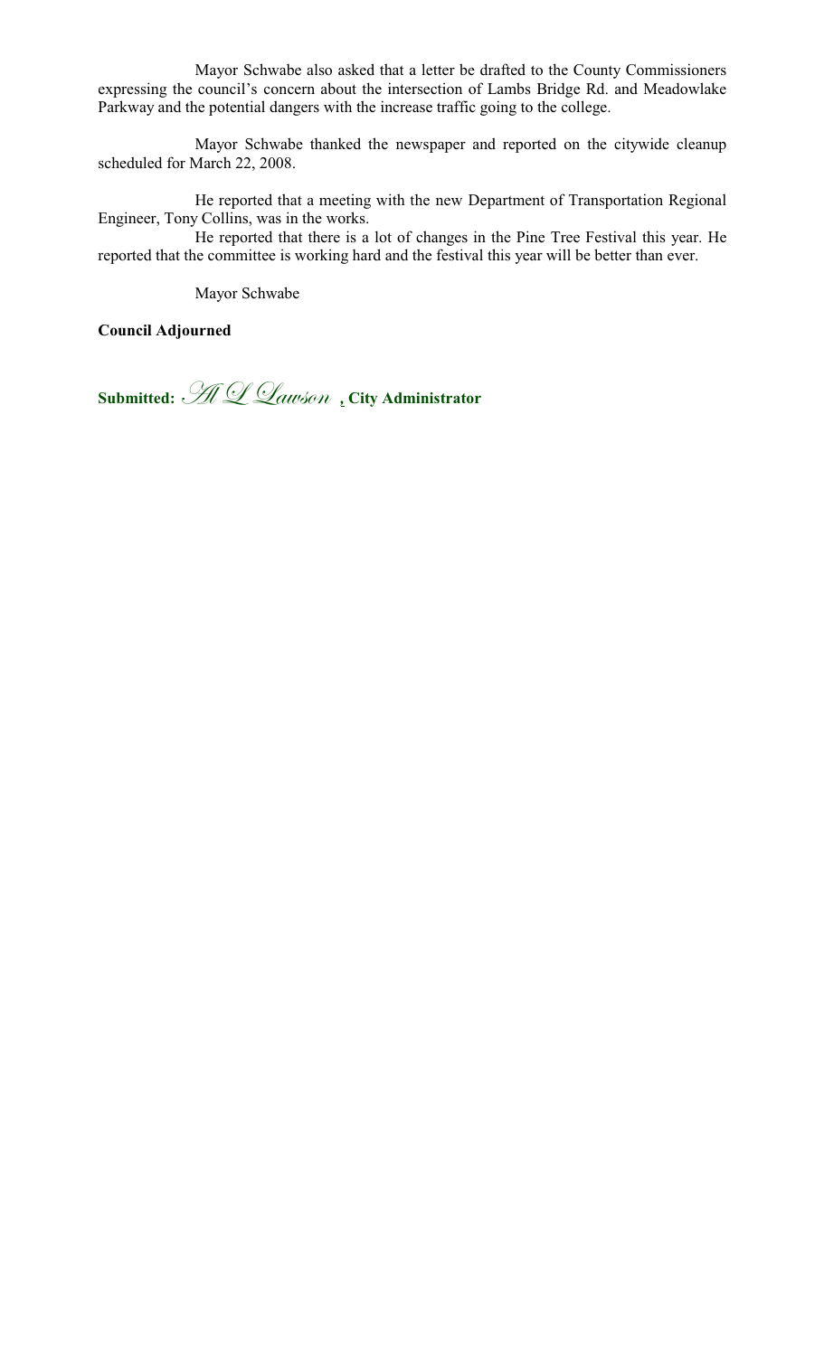Mayor Schwabe also asked that a letter be drafted to the County Commissioners expressing the council's concern about the intersection of Lambs Bridge Rd. and Meadowlake Parkway and the potential dangers with the increase traffic going to the college.

Mayor Schwabe thanked the newspaper and reported on the citywide cleanup scheduled for March 22, 2008.

He reported that a meeting with the new Department of Transportation Regional Engineer, Tony Collins, was in the works.

He reported that there is a lot of changes in the Pine Tree Festival this year. He reported that the committee is working hard and the festival this year will be better than ever.

Mayor Schwabe

**Council Adjourned**

**Submitted:** *Al L Lawson* **, City Administrator**